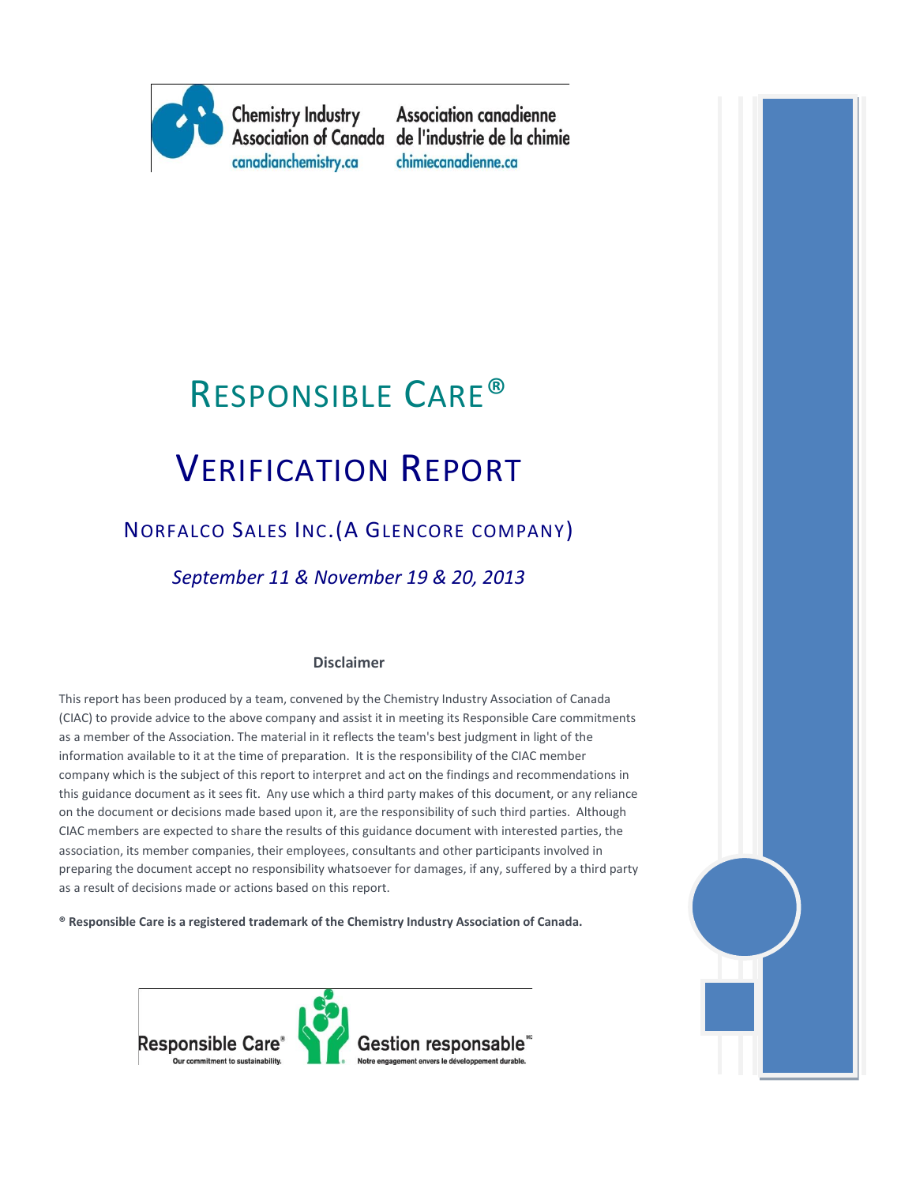Chemistry Industry Association of Canada
canadianchemistry.ca

Association canadienne de l'industrie de la chimie
chimiecanadienne.ca

# RESPONSIBLE CARE®

# VERIFICATION REPORT

## NORFALCO SALES INC.(A GLENCORE COMPANY)

*September 11 & November 19 & 20, 2013*

**Disclaimer**

This report has been produced by a team, convened by the Chemistry Industry Association of Canada (CIAC) to provide advice to the above company and assist it in meeting its Responsible Care commitments as a member of the Association. The material in it reflects the team's best judgment in light of the information available to it at the time of preparation. It is the responsibility of the CIAC member company which is the subject of this report to interpret and act on the findings and recommendations in this guidance document as it sees fit. Any use which a third party makes of this document, or any reliance on the document or decisions made based upon it, are the responsibility of such third parties. Although CIAC members are expected to share the results of this guidance document with interested parties, the association, its member companies, their employees, consultants and other participants involved in preparing the document accept no responsibility whatsoever for damages, if any, suffered by a third party as a result of decisions made or actions based on this report.

**® Responsible Care is a registered trademark of the Chemistry Industry Association of Canada.**

Responsible Care® Our commitment to sustainability.

Gestion responsable MC Notre engagement envers le développement durable.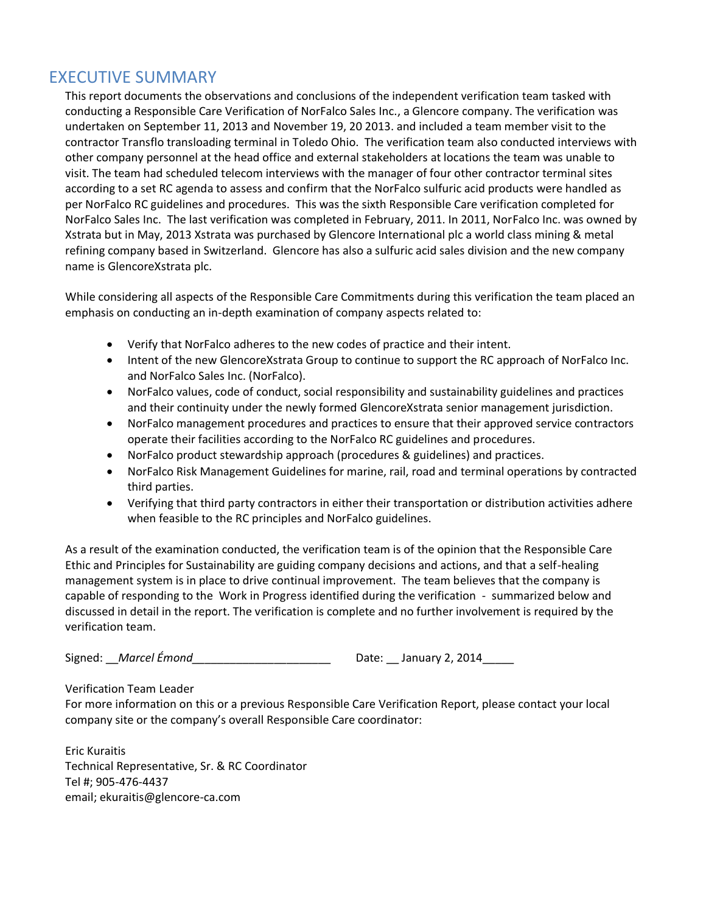# EXECUTIVE SUMMARY

This report documents the observations and conclusions of the independent verification team tasked with conducting a Responsible Care Verification of NorFalco Sales Inc., a Glencore company. The verification was undertaken on September 11, 2013 and November 19, 20 2013. and included a team member visit to the contractor Transflo transloading terminal in Toledo Ohio. The verification team also conducted interviews with other company personnel at the head office and external stakeholders at locations the team was unable to visit. The team had scheduled telecom interviews with the manager of four other contractor terminal sites according to a set RC agenda to assess and confirm that the NorFalco sulfuric acid products were handled as per NorFalco RC guidelines and procedures. This was the sixth Responsible Care verification completed for NorFalco Sales Inc. The last verification was completed in February, 2011. In 2011, NorFalco Inc. was owned by Xstrata but in May, 2013 Xstrata was purchased by Glencore International plc a world class mining & metal refining company based in Switzerland. Glencore has also a sulfuric acid sales division and the new company name is GlencoreXstrata plc.

While considering all aspects of the Responsible Care Commitments during this verification the team placed an emphasis on conducting an in-depth examination of company aspects related to:

- Verify that NorFalco adheres to the new codes of practice and their intent.
- Intent of the new GlencoreXstrata Group to continue to support the RC approach of NorFalco Inc. and NorFalco Sales Inc. (NorFalco).
- NorFalco values, code of conduct, social responsibility and sustainability guidelines and practices and their continuity under the newly formed GlencoreXstrata senior management jurisdiction.
- NorFalco management procedures and practices to ensure that their approved service contractors operate their facilities according to the NorFalco RC guidelines and procedures.
- NorFalco product stewardship approach (procedures & guidelines) and practices.
- NorFalco Risk Management Guidelines for marine, rail, road and terminal operations by contracted third parties.
- Verifying that third party contractors in either their transportation or distribution activities adhere when feasible to the RC principles and NorFalco guidelines.

As a result of the examination conducted, the verification team is of the opinion that the Responsible Care Ethic and Principles for Sustainability are guiding company decisions and actions, and that a self-healing management system is in place to drive continual improvement. The team believes that the company is capable of responding to the Work in Progress identified during the verification - summarized below and discussed in detail in the report. The verification is complete and no further involvement is required by the verification team.

Signed: __*Marcel Émond*______________________ Date: __ January 2, 2014_____

Verification Team Leader

For more information on this or a previous Responsible Care Verification Report, please contact your local company site or the company's overall Responsible Care coordinator:

Eric Kuraitis
Technical Representative, Sr. & RC Coordinator
Tel #; 905-476-4437
email; ekuraitis@glencore-ca.com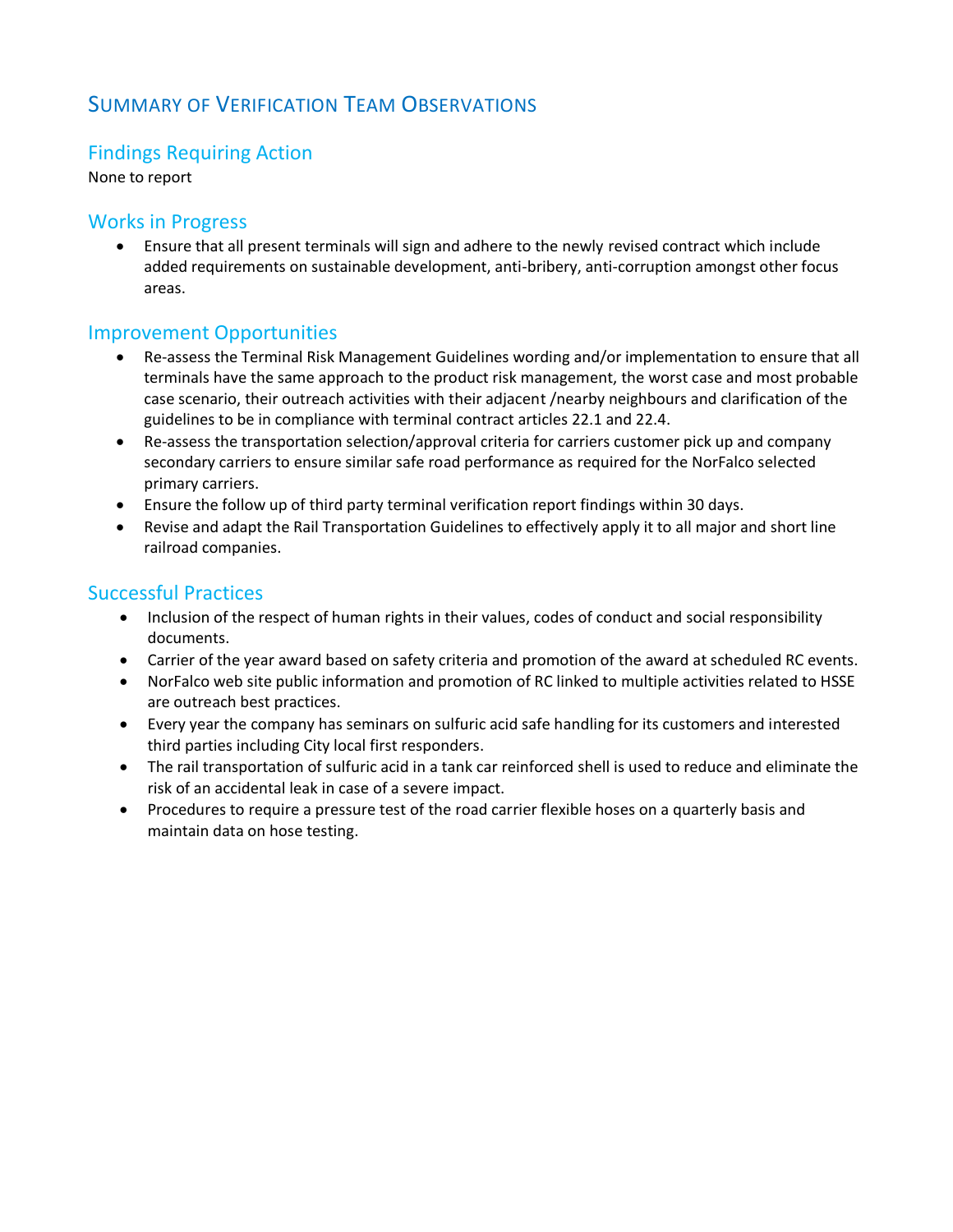# Summary of Verification Team Observations

## Findings Requiring Action

None to report

## Works in Progress

- Ensure that all present terminals will sign and adhere to the newly revised contract which include added requirements on sustainable development, anti-bribery, anti-corruption amongst other focus areas.

## Improvement Opportunities

- Re-assess the Terminal Risk Management Guidelines wording and/or implementation to ensure that all terminals have the same approach to the product risk management, the worst case and most probable case scenario, their outreach activities with their adjacent /nearby neighbours and clarification of the guidelines to be in compliance with terminal contract articles 22.1 and 22.4.
- Re-assess the transportation selection/approval criteria for carriers customer pick up and company secondary carriers to ensure similar safe road performance as required for the NorFalco selected primary carriers.
- Ensure the follow up of third party terminal verification report findings within 30 days.
- Revise and adapt the Rail Transportation Guidelines to effectively apply it to all major and short line railroad companies.

## Successful Practices

- Inclusion of the respect of human rights in their values, codes of conduct and social responsibility documents.
- Carrier of the year award based on safety criteria and promotion of the award at scheduled RC events.
- NorFalco web site public information and promotion of RC linked to multiple activities related to HSSE are outreach best practices.
- Every year the company has seminars on sulfuric acid safe handling for its customers and interested third parties including City local first responders.
- The rail transportation of sulfuric acid in a tank car reinforced shell is used to reduce and eliminate the risk of an accidental leak in case of a severe impact.
- Procedures to require a pressure test of the road carrier flexible hoses on a quarterly basis and maintain data on hose testing.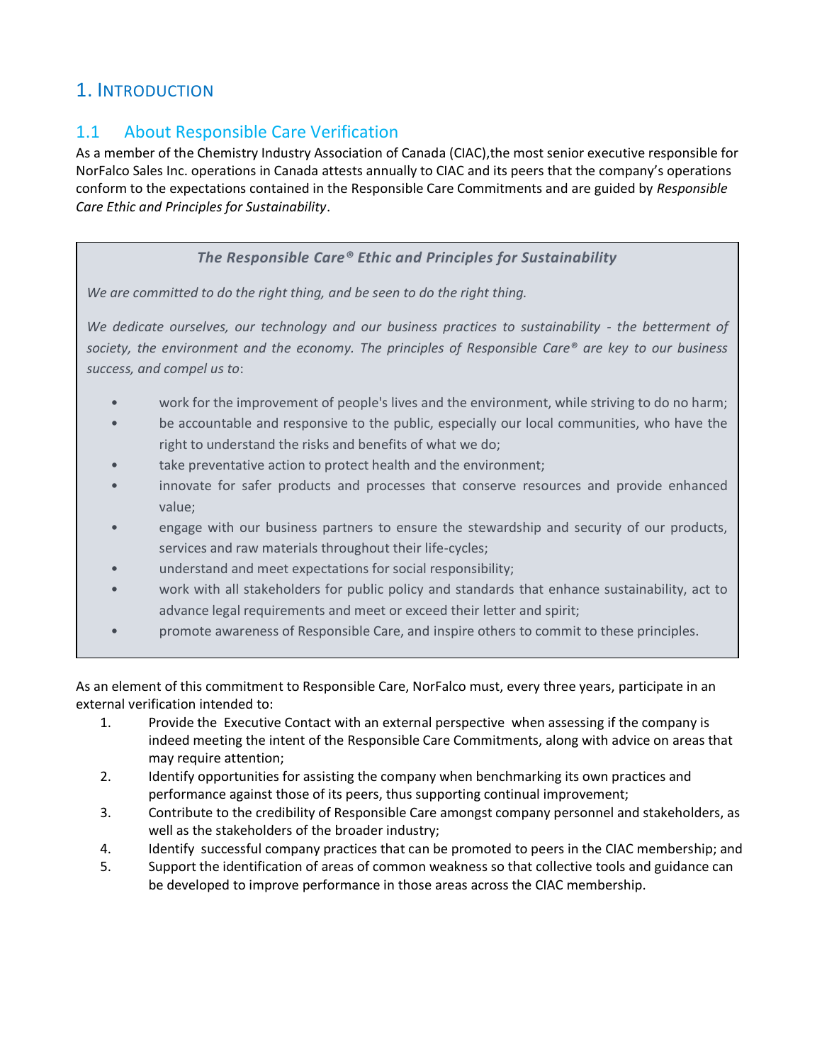# 1. INTRODUCTION

## 1.1 About Responsible Care Verification

As a member of the Chemistry Industry Association of Canada (CIAC),the most senior executive responsible for NorFalco Sales Inc. operations in Canada attests annually to CIAC and its peers that the company's operations conform to the expectations contained in the Responsible Care Commitments and are guided by *Responsible Care Ethic and Principles for Sustainability*.

> ***The Responsible Care® Ethic and Principles for Sustainability***
>
> *We are committed to do the right thing, and be seen to do the right thing.*
>
> *We dedicate ourselves, our technology and our business practices to sustainability - the betterment of society, the environment and the economy. The principles of Responsible Care® are key to our business success, and compel us to*:
>
> - work for the improvement of people's lives and the environment, while striving to do no harm;
> - be accountable and responsive to the public, especially our local communities, who have the right to understand the risks and benefits of what we do;
> - take preventative action to protect health and the environment;
> - innovate for safer products and processes that conserve resources and provide enhanced value;
> - engage with our business partners to ensure the stewardship and security of our products, services and raw materials throughout their life-cycles;
> - understand and meet expectations for social responsibility;
> - work with all stakeholders for public policy and standards that enhance sustainability, act to advance legal requirements and meet or exceed their letter and spirit;
> - promote awareness of Responsible Care, and inspire others to commit to these principles.

As an element of this commitment to Responsible Care, NorFalco must, every three years, participate in an external verification intended to:

1. Provide the Executive Contact with an external perspective when assessing if the company is indeed meeting the intent of the Responsible Care Commitments, along with advice on areas that may require attention;
2. Identify opportunities for assisting the company when benchmarking its own practices and performance against those of its peers, thus supporting continual improvement;
3. Contribute to the credibility of Responsible Care amongst company personnel and stakeholders, as well as the stakeholders of the broader industry;
4. Identify successful company practices that can be promoted to peers in the CIAC membership; and
5. Support the identification of areas of common weakness so that collective tools and guidance can be developed to improve performance in those areas across the CIAC membership.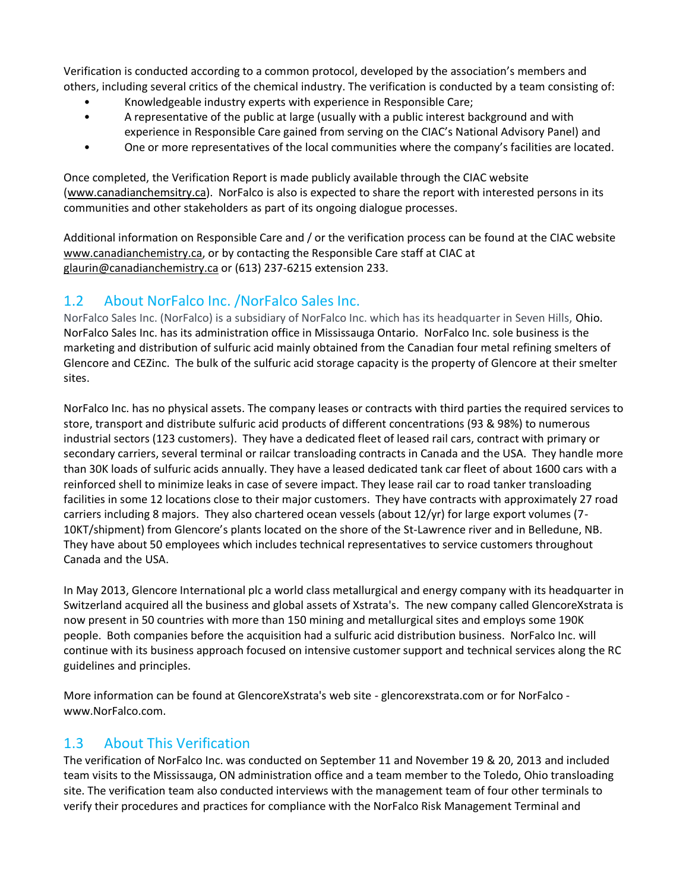Verification is conducted according to a common protocol, developed by the association's members and others, including several critics of the chemical industry. The verification is conducted by a team consisting of:

- Knowledgeable industry experts with experience in Responsible Care;
- A representative of the public at large (usually with a public interest background and with experience in Responsible Care gained from serving on the CIAC's National Advisory Panel) and
- One or more representatives of the local communities where the company's facilities are located.

Once completed, the Verification Report is made publicly available through the CIAC website (www.canadianchemsitry.ca). NorFalco is also is expected to share the report with interested persons in its communities and other stakeholders as part of its ongoing dialogue processes.

Additional information on Responsible Care and / or the verification process can be found at the CIAC website www.canadianchemistry.ca, or by contacting the Responsible Care staff at CIAC at glaurin@canadianchemistry.ca or (613) 237-6215 extension 233.

## 1.2 About NorFalco Inc. /NorFalco Sales Inc.

NorFalco Sales Inc. (NorFalco) is a subsidiary of NorFalco Inc. which has its headquarter in Seven Hills, Ohio. NorFalco Sales Inc. has its administration office in Mississauga Ontario. NorFalco Inc. sole business is the marketing and distribution of sulfuric acid mainly obtained from the Canadian four metal refining smelters of Glencore and CEZinc. The bulk of the sulfuric acid storage capacity is the property of Glencore at their smelter sites.

NorFalco Inc. has no physical assets. The company leases or contracts with third parties the required services to store, transport and distribute sulfuric acid products of different concentrations (93 & 98%) to numerous industrial sectors (123 customers). They have a dedicated fleet of leased rail cars, contract with primary or secondary carriers, several terminal or railcar transloading contracts in Canada and the USA. They handle more than 30K loads of sulfuric acids annually. They have a leased dedicated tank car fleet of about 1600 cars with a reinforced shell to minimize leaks in case of severe impact. They lease rail car to road tanker transloading facilities in some 12 locations close to their major customers. They have contracts with approximately 27 road carriers including 8 majors. They also chartered ocean vessels (about 12/yr) for large export volumes (7-10KT/shipment) from Glencore's plants located on the shore of the St-Lawrence river and in Belledune, NB. They have about 50 employees which includes technical representatives to service customers throughout Canada and the USA.

In May 2013, Glencore International plc a world class metallurgical and energy company with its headquarter in Switzerland acquired all the business and global assets of Xstrata's. The new company called GlencoreXstrata is now present in 50 countries with more than 150 mining and metallurgical sites and employs some 190K people. Both companies before the acquisition had a sulfuric acid distribution business. NorFalco Inc. will continue with its business approach focused on intensive customer support and technical services along the RC guidelines and principles.

More information can be found at GlencoreXstrata's web site - glencorexstrata.com or for NorFalco - www.NorFalco.com.

## 1.3 About This Verification

The verification of NorFalco Inc. was conducted on September 11 and November 19 & 20, 2013 and included team visits to the Mississauga, ON administration office and a team member to the Toledo, Ohio transloading site. The verification team also conducted interviews with the management team of four other terminals to verify their procedures and practices for compliance with the NorFalco Risk Management Terminal and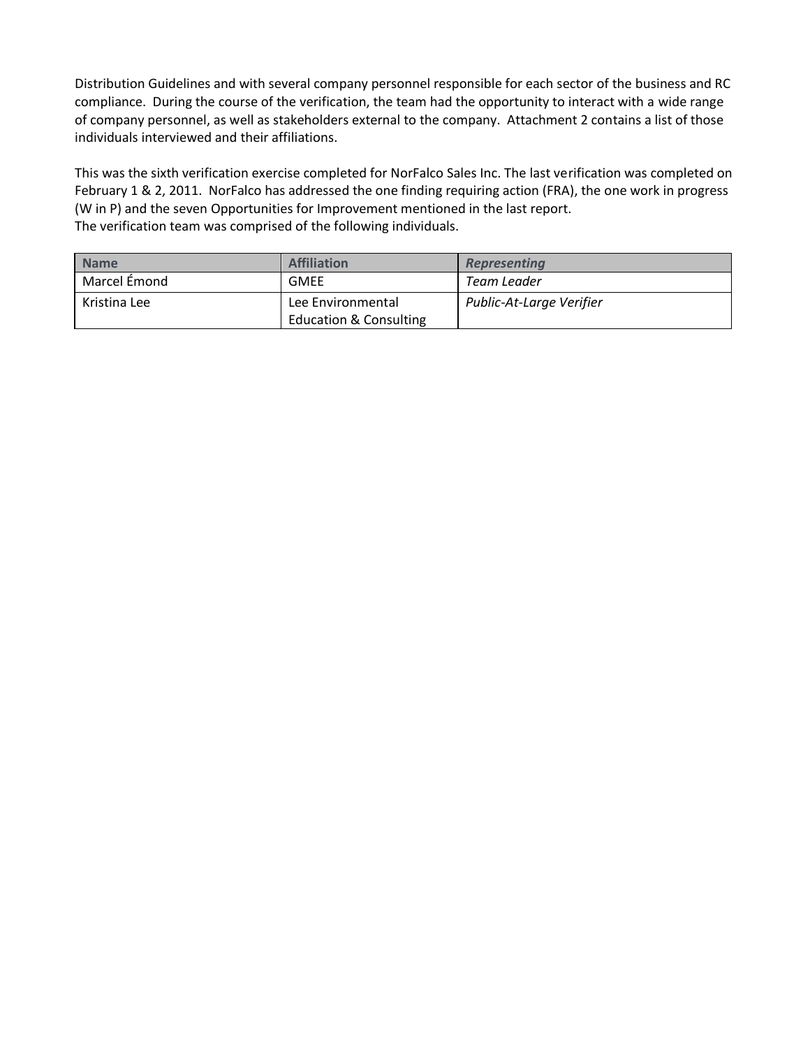Distribution Guidelines and with several company personnel responsible for each sector of the business and RC compliance. During the course of the verification, the team had the opportunity to interact with a wide range of company personnel, as well as stakeholders external to the company. Attachment 2 contains a list of those individuals interviewed and their affiliations.

This was the sixth verification exercise completed for NorFalco Sales Inc. The last verification was completed on February 1 & 2, 2011. NorFalco has addressed the one finding requiring action (FRA), the one work in progress (W in P) and the seven Opportunities for Improvement mentioned in the last report.
The verification team was comprised of the following individuals.

| **Name** | **Affiliation** | ***Representing*** |
| --- | --- | --- |
| Marcel Émond | GMEE | *Team Leader* |
| Kristina Lee | Lee Environmental Education & Consulting | *Public-At-Large Verifier* |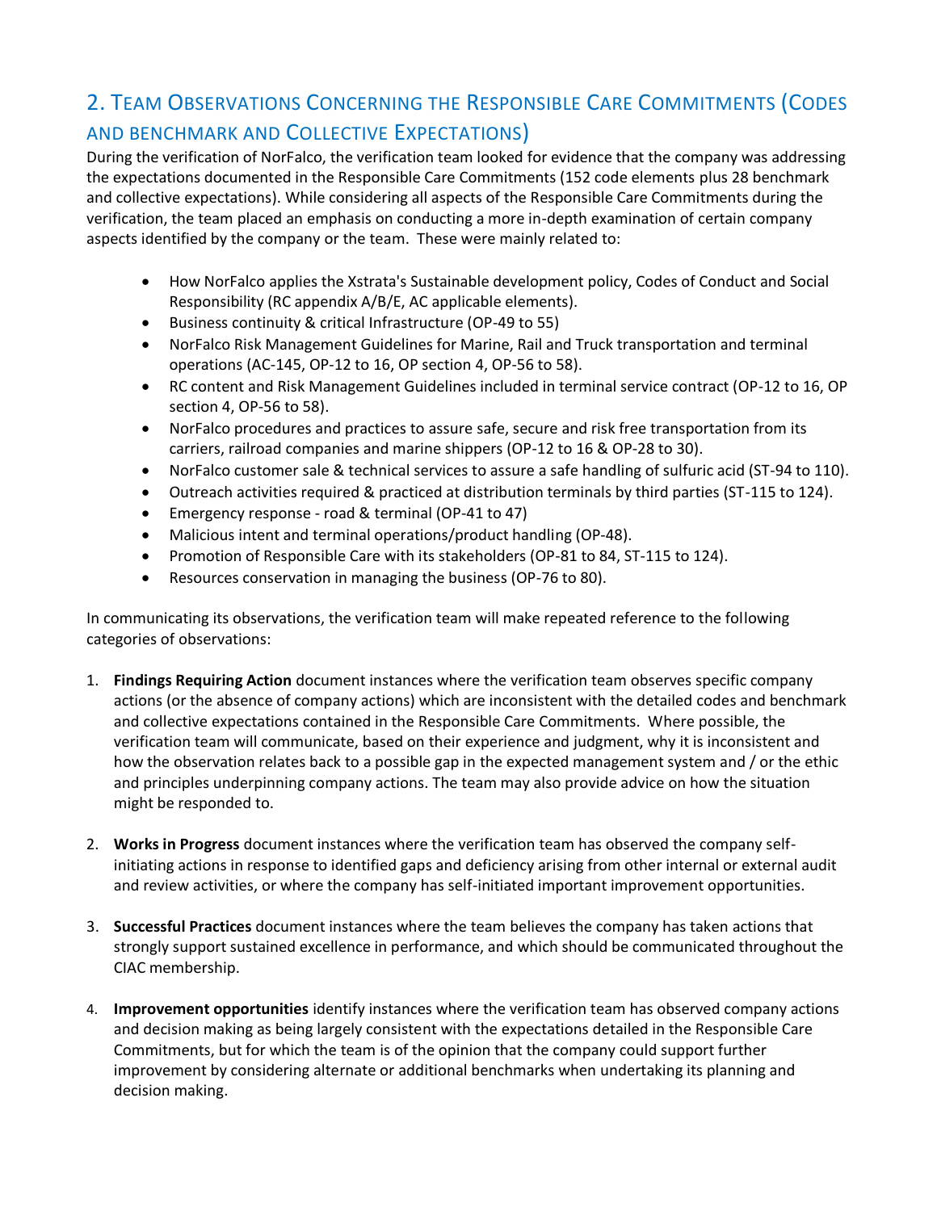## 2. Team Observations Concerning the Responsible Care Commitments (Codes and benchmark and Collective Expectations)

During the verification of NorFalco, the verification team looked for evidence that the company was addressing the expectations documented in the Responsible Care Commitments (152 code elements plus 28 benchmark and collective expectations). While considering all aspects of the Responsible Care Commitments during the verification, the team placed an emphasis on conducting a more in-depth examination of certain company aspects identified by the company or the team. These were mainly related to:

- How NorFalco applies the Xstrata's Sustainable development policy, Codes of Conduct and Social Responsibility (RC appendix A/B/E, AC applicable elements).
- Business continuity & critical Infrastructure (OP-49 to 55)
- NorFalco Risk Management Guidelines for Marine, Rail and Truck transportation and terminal operations (AC-145, OP-12 to 16, OP section 4, OP-56 to 58).
- RC content and Risk Management Guidelines included in terminal service contract (OP-12 to 16, OP section 4, OP-56 to 58).
- NorFalco procedures and practices to assure safe, secure and risk free transportation from its carriers, railroad companies and marine shippers (OP-12 to 16 & OP-28 to 30).
- NorFalco customer sale & technical services to assure a safe handling of sulfuric acid (ST-94 to 110).
- Outreach activities required & practiced at distribution terminals by third parties (ST-115 to 124).
- Emergency response - road & terminal (OP-41 to 47)
- Malicious intent and terminal operations/product handling (OP-48).
- Promotion of Responsible Care with its stakeholders (OP-81 to 84, ST-115 to 124).
- Resources conservation in managing the business (OP-76 to 80).

In communicating its observations, the verification team will make repeated reference to the following categories of observations:

1. **Findings Requiring Action** document instances where the verification team observes specific company actions (or the absence of company actions) which are inconsistent with the detailed codes and benchmark and collective expectations contained in the Responsible Care Commitments. Where possible, the verification team will communicate, based on their experience and judgment, why it is inconsistent and how the observation relates back to a possible gap in the expected management system and / or the ethic and principles underpinning company actions. The team may also provide advice on how the situation might be responded to.

2. **Works in Progress** document instances where the verification team has observed the company self-initiating actions in response to identified gaps and deficiency arising from other internal or external audit and review activities, or where the company has self-initiated important improvement opportunities.

3. **Successful Practices** document instances where the team believes the company has taken actions that strongly support sustained excellence in performance, and which should be communicated throughout the CIAC membership.

4. **Improvement opportunities** identify instances where the verification team has observed company actions and decision making as being largely consistent with the expectations detailed in the Responsible Care Commitments, but for which the team is of the opinion that the company could support further improvement by considering alternate or additional benchmarks when undertaking its planning and decision making.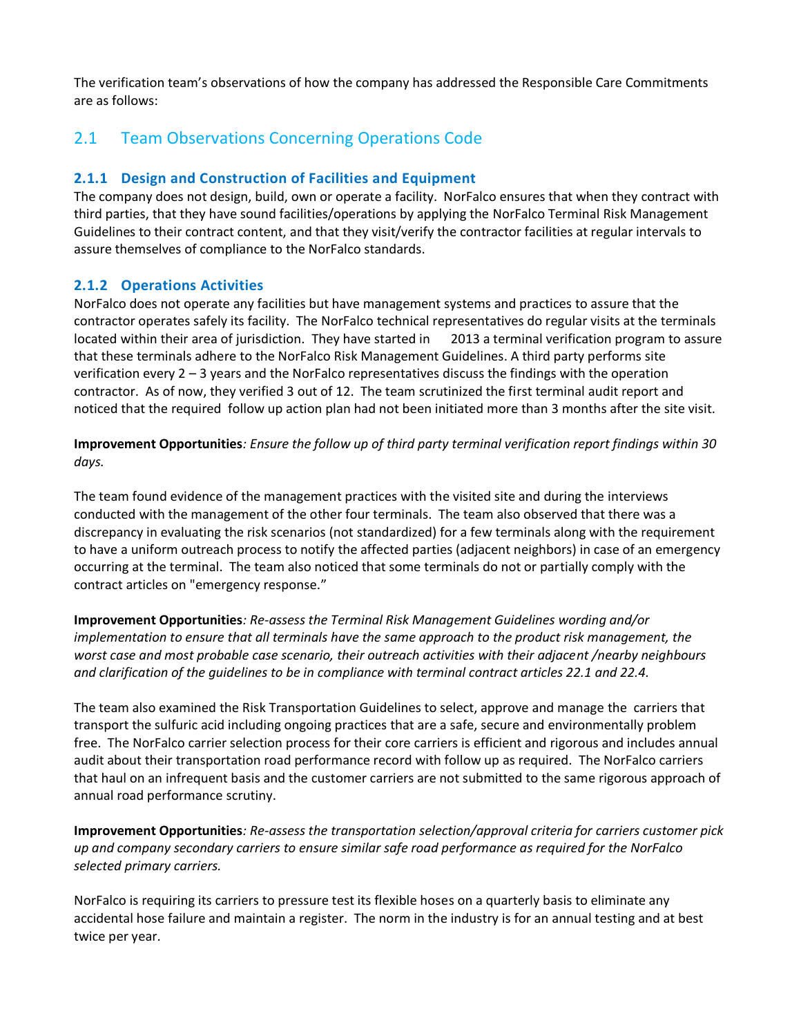The verification team's observations of how the company has addressed the Responsible Care Commitments are as follows:

## 2.1 Team Observations Concerning Operations Code

### 2.1.1 Design and Construction of Facilities and Equipment

The company does not design, build, own or operate a facility. NorFalco ensures that when they contract with third parties, that they have sound facilities/operations by applying the NorFalco Terminal Risk Management Guidelines to their contract content, and that they visit/verify the contractor facilities at regular intervals to assure themselves of compliance to the NorFalco standards.

### 2.1.2 Operations Activities

NorFalco does not operate any facilities but have management systems and practices to assure that the contractor operates safely its facility. The NorFalco technical representatives do regular visits at the terminals located within their area of jurisdiction. They have started in 2013 a terminal verification program to assure that these terminals adhere to the NorFalco Risk Management Guidelines. A third party performs site verification every 2 – 3 years and the NorFalco representatives discuss the findings with the operation contractor. As of now, they verified 3 out of 12. The team scrutinized the first terminal audit report and noticed that the required follow up action plan had not been initiated more than 3 months after the site visit.

**Improvement Opportunities***: Ensure the follow up of third party terminal verification report findings within 30 days.*

The team found evidence of the management practices with the visited site and during the interviews conducted with the management of the other four terminals. The team also observed that there was a discrepancy in evaluating the risk scenarios (not standardized) for a few terminals along with the requirement to have a uniform outreach process to notify the affected parties (adjacent neighbors) in case of an emergency occurring at the terminal. The team also noticed that some terminals do not or partially comply with the contract articles on "emergency response."

**Improvement Opportunities***: Re-assess the Terminal Risk Management Guidelines wording and/or implementation to ensure that all terminals have the same approach to the product risk management, the worst case and most probable case scenario, their outreach activities with their adjacent /nearby neighbours and clarification of the guidelines to be in compliance with terminal contract articles 22.1 and 22.4.*

The team also examined the Risk Transportation Guidelines to select, approve and manage the carriers that transport the sulfuric acid including ongoing practices that are a safe, secure and environmentally problem free. The NorFalco carrier selection process for their core carriers is efficient and rigorous and includes annual audit about their transportation road performance record with follow up as required. The NorFalco carriers that haul on an infrequent basis and the customer carriers are not submitted to the same rigorous approach of annual road performance scrutiny.

**Improvement Opportunities***: Re-assess the transportation selection/approval criteria for carriers customer pick up and company secondary carriers to ensure similar safe road performance as required for the NorFalco selected primary carriers.*

NorFalco is requiring its carriers to pressure test its flexible hoses on a quarterly basis to eliminate any accidental hose failure and maintain a register. The norm in the industry is for an annual testing and at best twice per year.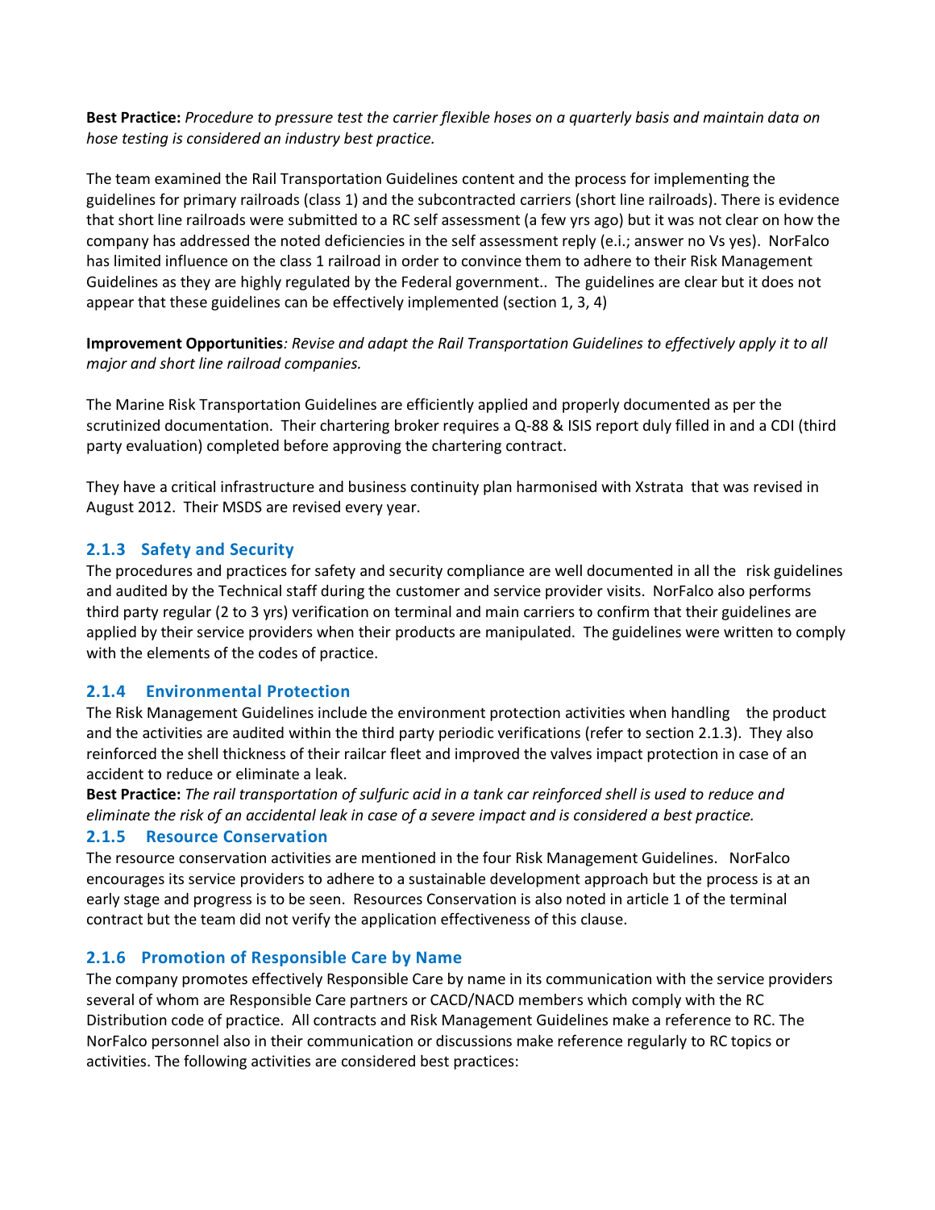**Best Practice:** *Procedure to pressure test the carrier flexible hoses on a quarterly basis and maintain data on hose testing is considered an industry best practice.*

The team examined the Rail Transportation Guidelines content and the process for implementing the guidelines for primary railroads (class 1) and the subcontracted carriers (short line railroads). There is evidence that short line railroads were submitted to a RC self assessment (a few yrs ago) but it was not clear on how the company has addressed the noted deficiencies in the self assessment reply (e.i.; answer no Vs yes). NorFalco has limited influence on the class 1 railroad in order to convince them to adhere to their Risk Management Guidelines as they are highly regulated by the Federal government.. The guidelines are clear but it does not appear that these guidelines can be effectively implemented (section 1, 3, 4)

**Improvement Opportunities***: Revise and adapt the Rail Transportation Guidelines to effectively apply it to all major and short line railroad companies.*

The Marine Risk Transportation Guidelines are efficiently applied and properly documented as per the scrutinized documentation. Their chartering broker requires a Q-88 & ISIS report duly filled in and a CDI (third party evaluation) completed before approving the chartering contract.

They have a critical infrastructure and business continuity plan harmonised with Xstrata that was revised in August 2012. Their MSDS are revised every year.

### 2.1.3 Safety and Security

The procedures and practices for safety and security compliance are well documented in all the risk guidelines and audited by the Technical staff during the customer and service provider visits. NorFalco also performs third party regular (2 to 3 yrs) verification on terminal and main carriers to confirm that their guidelines are applied by their service providers when their products are manipulated. The guidelines were written to comply with the elements of the codes of practice.

### 2.1.4 Environmental Protection

The Risk Management Guidelines include the environment protection activities when handling the product and the activities are audited within the third party periodic verifications (refer to section 2.1.3). They also reinforced the shell thickness of their railcar fleet and improved the valves impact protection in case of an accident to reduce or eliminate a leak.

**Best Practice:** *The rail transportation of sulfuric acid in a tank car reinforced shell is used to reduce and eliminate the risk of an accidental leak in case of a severe impact and is considered a best practice.*

### 2.1.5 Resource Conservation

The resource conservation activities are mentioned in the four Risk Management Guidelines. NorFalco encourages its service providers to adhere to a sustainable development approach but the process is at an early stage and progress is to be seen. Resources Conservation is also noted in article 1 of the terminal contract but the team did not verify the application effectiveness of this clause.

### 2.1.6 Promotion of Responsible Care by Name

The company promotes effectively Responsible Care by name in its communication with the service providers several of whom are Responsible Care partners or CACD/NACD members which comply with the RC Distribution code of practice. All contracts and Risk Management Guidelines make a reference to RC. The NorFalco personnel also in their communication or discussions make reference regularly to RC topics or activities. The following activities are considered best practices: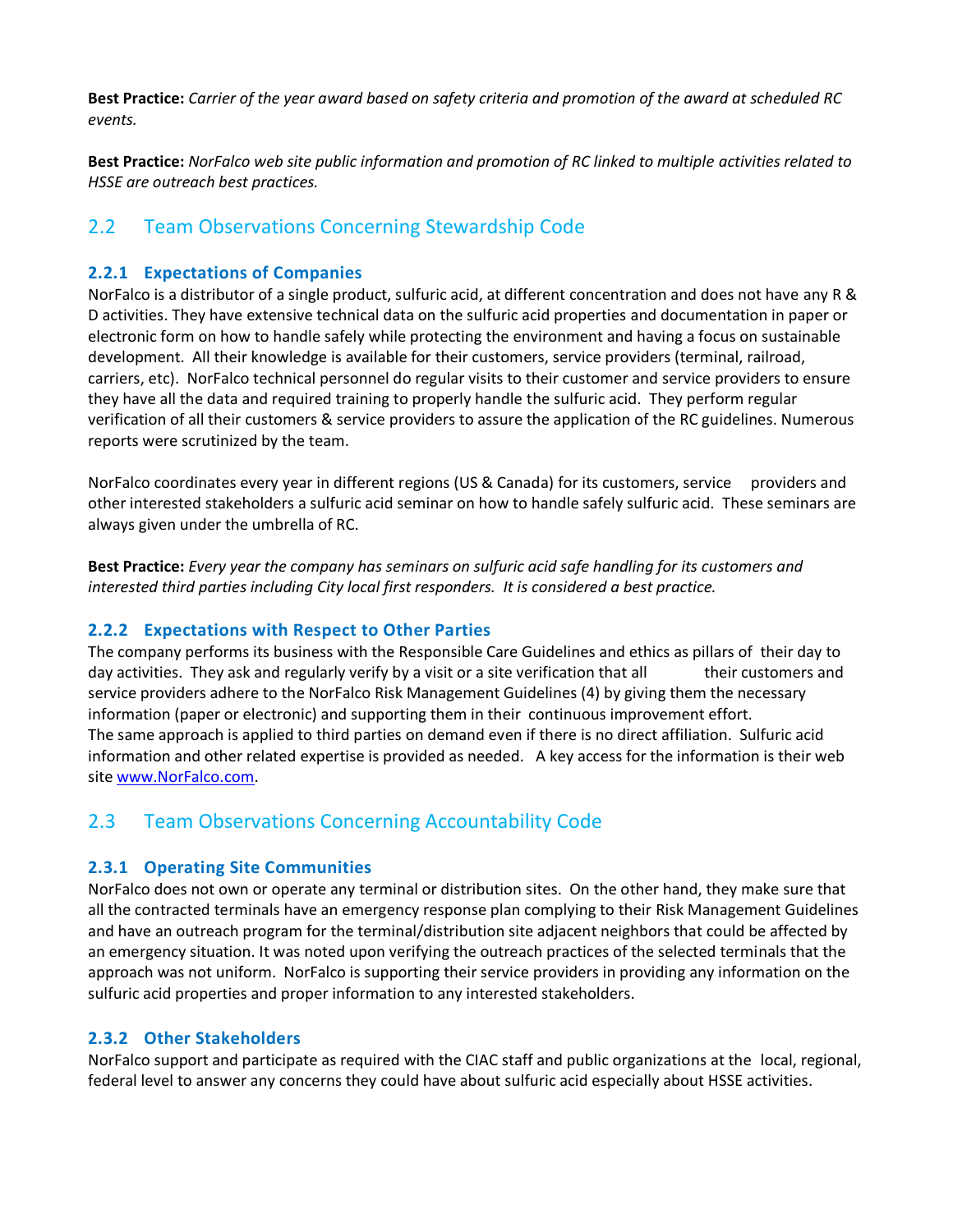**Best Practice:** *Carrier of the year award based on safety criteria and promotion of the award at scheduled RC events.*

**Best Practice:** *NorFalco web site public information and promotion of RC linked to multiple activities related to HSSE are outreach best practices.*

## 2.2 Team Observations Concerning Stewardship Code

### 2.2.1 Expectations of Companies

NorFalco is a distributor of a single product, sulfuric acid, at different concentration and does not have any R & D activities. They have extensive technical data on the sulfuric acid properties and documentation in paper or electronic form on how to handle safely while protecting the environment and having a focus on sustainable development. All their knowledge is available for their customers, service providers (terminal, railroad, carriers, etc). NorFalco technical personnel do regular visits to their customer and service providers to ensure they have all the data and required training to properly handle the sulfuric acid. They perform regular verification of all their customers & service providers to assure the application of the RC guidelines. Numerous reports were scrutinized by the team.

NorFalco coordinates every year in different regions (US & Canada) for its customers, service providers and other interested stakeholders a sulfuric acid seminar on how to handle safely sulfuric acid. These seminars are always given under the umbrella of RC.

**Best Practice:** *Every year the company has seminars on sulfuric acid safe handling for its customers and interested third parties including City local first responders. It is considered a best practice.*

### 2.2.2 Expectations with Respect to Other Parties

The company performs its business with the Responsible Care Guidelines and ethics as pillars of their day to day activities. They ask and regularly verify by a visit or a site verification that all their customers and service providers adhere to the NorFalco Risk Management Guidelines (4) by giving them the necessary information (paper or electronic) and supporting them in their continuous improvement effort.
The same approach is applied to third parties on demand even if there is no direct affiliation. Sulfuric acid information and other related expertise is provided as needed. A key access for the information is their web site [www.NorFalco.com](http://www.NorFalco.com).

## 2.3 Team Observations Concerning Accountability Code

### 2.3.1 Operating Site Communities

NorFalco does not own or operate any terminal or distribution sites. On the other hand, they make sure that all the contracted terminals have an emergency response plan complying to their Risk Management Guidelines and have an outreach program for the terminal/distribution site adjacent neighbors that could be affected by an emergency situation. It was noted upon verifying the outreach practices of the selected terminals that the approach was not uniform. NorFalco is supporting their service providers in providing any information on the sulfuric acid properties and proper information to any interested stakeholders.

### 2.3.2 Other Stakeholders

NorFalco support and participate as required with the CIAC staff and public organizations at the local, regional, federal level to answer any concerns they could have about sulfuric acid especially about HSSE activities.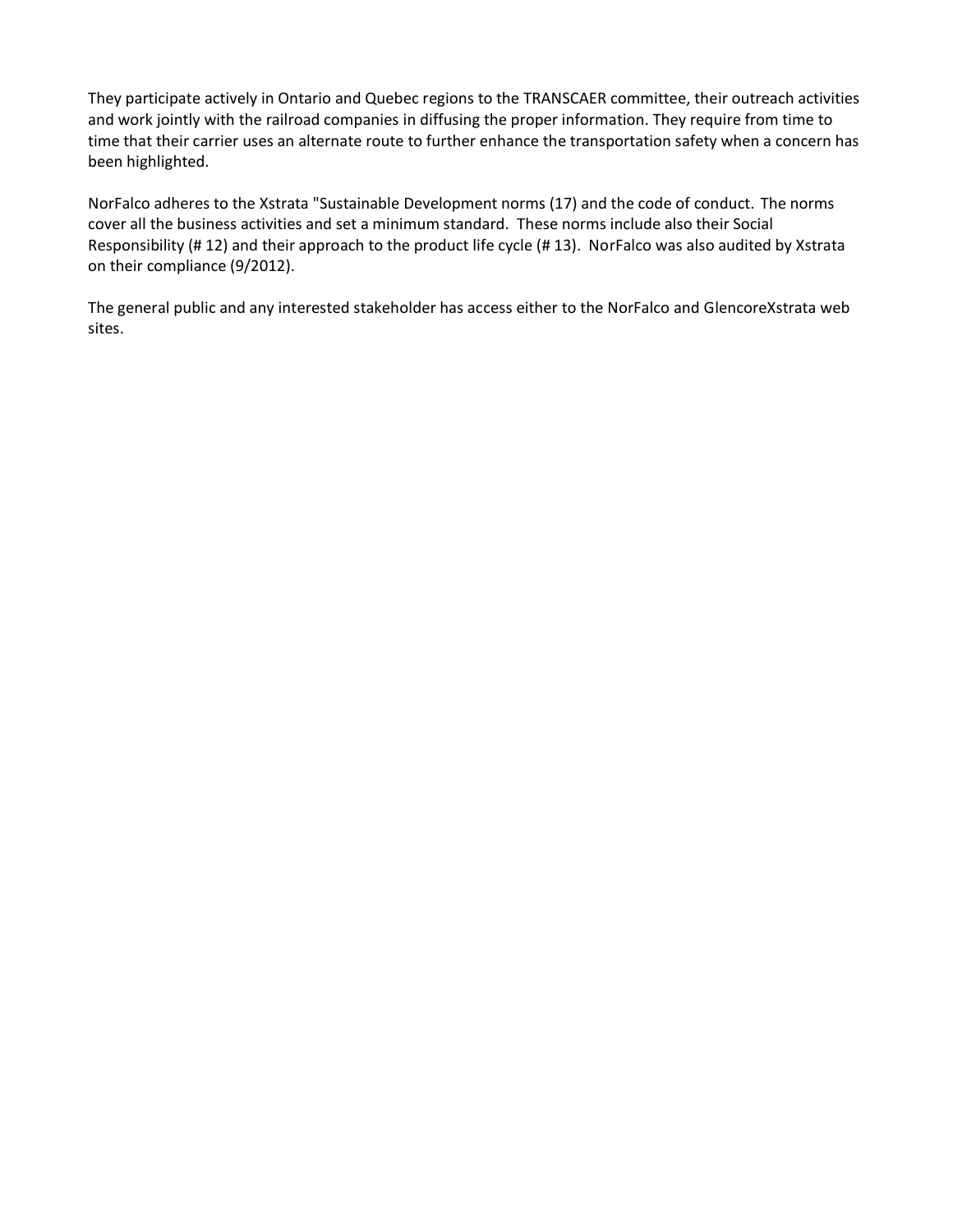They participate actively in Ontario and Quebec regions to the TRANSCAER committee, their outreach activities and work jointly with the railroad companies in diffusing the proper information. They require from time to time that their carrier uses an alternate route to further enhance the transportation safety when a concern has been highlighted.

NorFalco adheres to the Xstrata "Sustainable Development norms (17) and the code of conduct. The norms cover all the business activities and set a minimum standard. These norms include also their Social Responsibility (# 12) and their approach to the product life cycle (# 13). NorFalco was also audited by Xstrata on their compliance (9/2012).

The general public and any interested stakeholder has access either to the NorFalco and GlencoreXstrata web sites.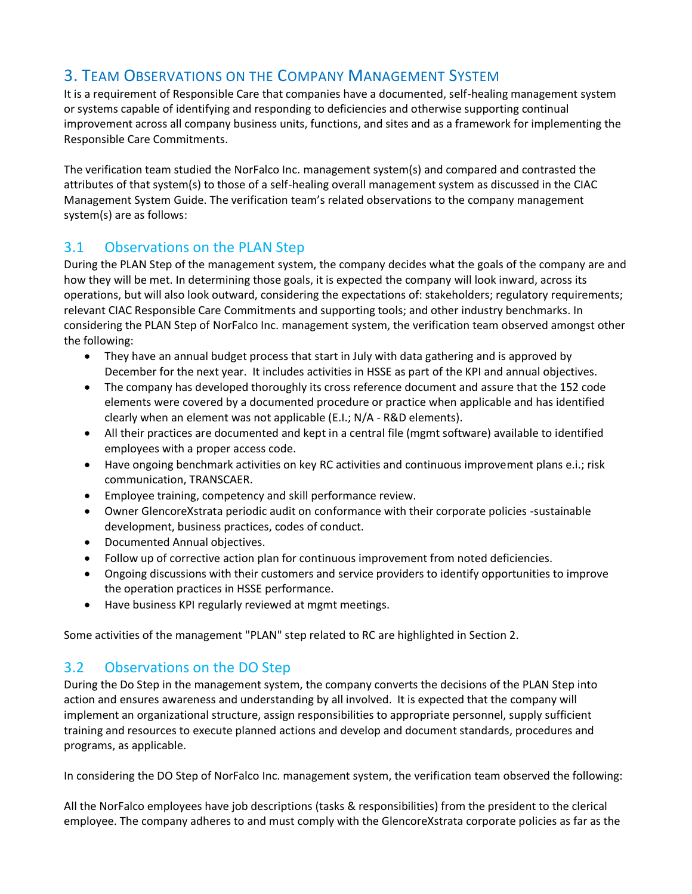# 3. Team Observations on the Company Management System

It is a requirement of Responsible Care that companies have a documented, self-healing management system or systems capable of identifying and responding to deficiencies and otherwise supporting continual improvement across all company business units, functions, and sites and as a framework for implementing the Responsible Care Commitments.

The verification team studied the NorFalco Inc. management system(s) and compared and contrasted the attributes of that system(s) to those of a self-healing overall management system as discussed in the CIAC Management System Guide. The verification team's related observations to the company management system(s) are as follows:

## 3.1 Observations on the PLAN Step

During the PLAN Step of the management system, the company decides what the goals of the company are and how they will be met. In determining those goals, it is expected the company will look inward, across its operations, but will also look outward, considering the expectations of: stakeholders; regulatory requirements; relevant CIAC Responsible Care Commitments and supporting tools; and other industry benchmarks. In considering the PLAN Step of NorFalco Inc. management system, the verification team observed amongst other the following:

- They have an annual budget process that start in July with data gathering and is approved by December for the next year. It includes activities in HSSE as part of the KPI and annual objectives.
- The company has developed thoroughly its cross reference document and assure that the 152 code elements were covered by a documented procedure or practice when applicable and has identified clearly when an element was not applicable (E.I.; N/A - R&D elements).
- All their practices are documented and kept in a central file (mgmt software) available to identified employees with a proper access code.
- Have ongoing benchmark activities on key RC activities and continuous improvement plans e.i.; risk communication, TRANSCAER.
- Employee training, competency and skill performance review.
- Owner GlencoreXstrata periodic audit on conformance with their corporate policies -sustainable development, business practices, codes of conduct.
- Documented Annual objectives.
- Follow up of corrective action plan for continuous improvement from noted deficiencies.
- Ongoing discussions with their customers and service providers to identify opportunities to improve the operation practices in HSSE performance.
- Have business KPI regularly reviewed at mgmt meetings.

Some activities of the management "PLAN" step related to RC are highlighted in Section 2.

## 3.2 Observations on the DO Step

During the Do Step in the management system, the company converts the decisions of the PLAN Step into action and ensures awareness and understanding by all involved. It is expected that the company will implement an organizational structure, assign responsibilities to appropriate personnel, supply sufficient training and resources to execute planned actions and develop and document standards, procedures and programs, as applicable.

In considering the DO Step of NorFalco Inc. management system, the verification team observed the following:

All the NorFalco employees have job descriptions (tasks & responsibilities) from the president to the clerical employee. The company adheres to and must comply with the GlencoreXstrata corporate policies as far as the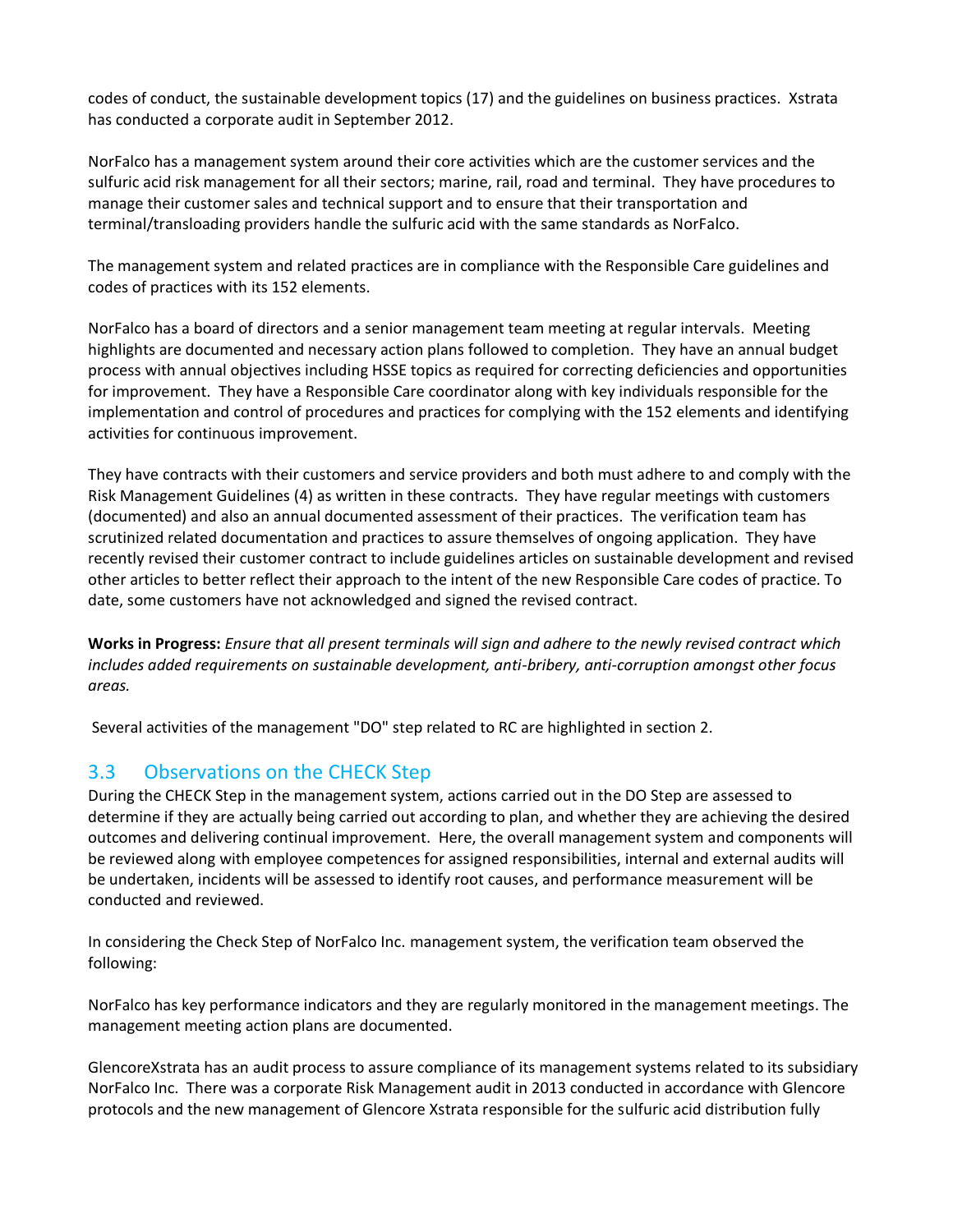codes of conduct, the sustainable development topics (17) and the guidelines on business practices. Xstrata has conducted a corporate audit in September 2012.

NorFalco has a management system around their core activities which are the customer services and the sulfuric acid risk management for all their sectors; marine, rail, road and terminal. They have procedures to manage their customer sales and technical support and to ensure that their transportation and terminal/transloading providers handle the sulfuric acid with the same standards as NorFalco.

The management system and related practices are in compliance with the Responsible Care guidelines and codes of practices with its 152 elements.

NorFalco has a board of directors and a senior management team meeting at regular intervals. Meeting highlights are documented and necessary action plans followed to completion. They have an annual budget process with annual objectives including HSSE topics as required for correcting deficiencies and opportunities for improvement. They have a Responsible Care coordinator along with key individuals responsible for the implementation and control of procedures and practices for complying with the 152 elements and identifying activities for continuous improvement.

They have contracts with their customers and service providers and both must adhere to and comply with the Risk Management Guidelines (4) as written in these contracts. They have regular meetings with customers (documented) and also an annual documented assessment of their practices. The verification team has scrutinized related documentation and practices to assure themselves of ongoing application. They have recently revised their customer contract to include guidelines articles on sustainable development and revised other articles to better reflect their approach to the intent of the new Responsible Care codes of practice. To date, some customers have not acknowledged and signed the revised contract.

**Works in Progress:** *Ensure that all present terminals will sign and adhere to the newly revised contract which includes added requirements on sustainable development, anti-bribery, anti-corruption amongst other focus areas.*

Several activities of the management "DO" step related to RC are highlighted in section 2.

## 3.3 Observations on the CHECK Step

During the CHECK Step in the management system, actions carried out in the DO Step are assessed to determine if they are actually being carried out according to plan, and whether they are achieving the desired outcomes and delivering continual improvement. Here, the overall management system and components will be reviewed along with employee competences for assigned responsibilities, internal and external audits will be undertaken, incidents will be assessed to identify root causes, and performance measurement will be conducted and reviewed.

In considering the Check Step of NorFalco Inc. management system, the verification team observed the following:

NorFalco has key performance indicators and they are regularly monitored in the management meetings. The management meeting action plans are documented.

GlencoreXstrata has an audit process to assure compliance of its management systems related to its subsidiary NorFalco Inc. There was a corporate Risk Management audit in 2013 conducted in accordance with Glencore protocols and the new management of Glencore Xstrata responsible for the sulfuric acid distribution fully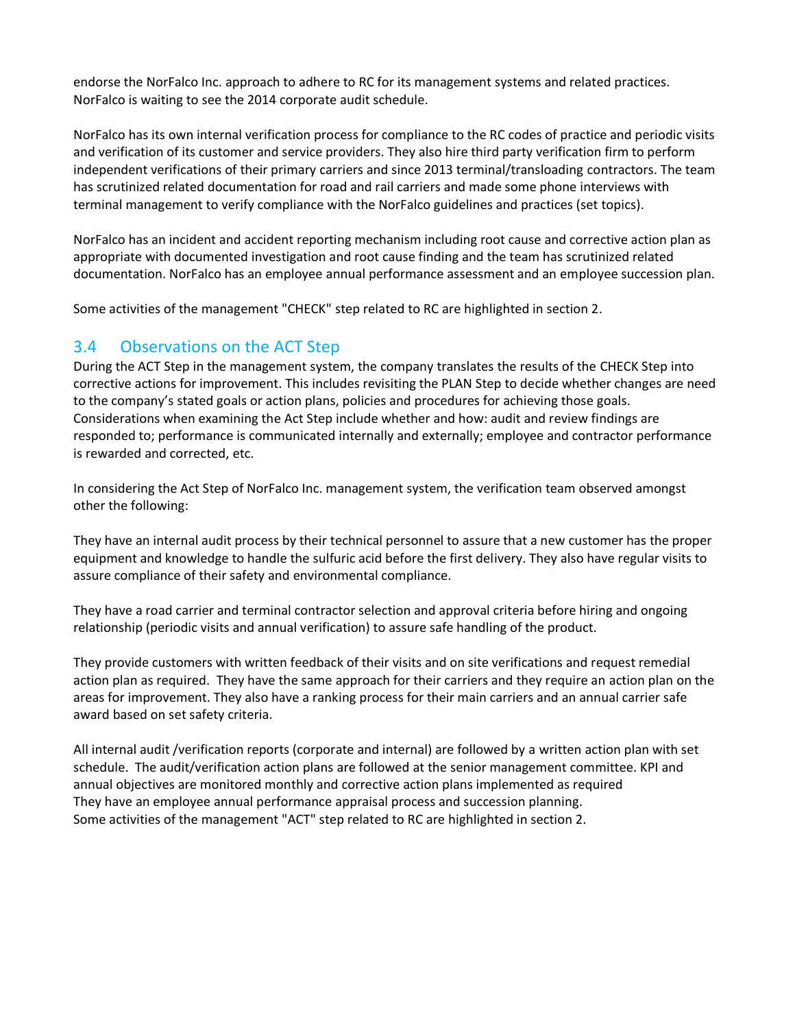endorse the NorFalco Inc. approach to adhere to RC for its management systems and related practices. NorFalco is waiting to see the 2014 corporate audit schedule.

NorFalco has its own internal verification process for compliance to the RC codes of practice and periodic visits and verification of its customer and service providers. They also hire third party verification firm to perform independent verifications of their primary carriers and since 2013 terminal/transloading contractors. The team has scrutinized related documentation for road and rail carriers and made some phone interviews with terminal management to verify compliance with the NorFalco guidelines and practices (set topics).

NorFalco has an incident and accident reporting mechanism including root cause and corrective action plan as appropriate with documented investigation and root cause finding and the team has scrutinized related documentation. NorFalco has an employee annual performance assessment and an employee succession plan.

Some activities of the management "CHECK" step related to RC are highlighted in section 2.

## 3.4 Observations on the ACT Step

During the ACT Step in the management system, the company translates the results of the CHECK Step into corrective actions for improvement. This includes revisiting the PLAN Step to decide whether changes are need to the company's stated goals or action plans, policies and procedures for achieving those goals. Considerations when examining the Act Step include whether and how: audit and review findings are responded to; performance is communicated internally and externally; employee and contractor performance is rewarded and corrected, etc.

In considering the Act Step of NorFalco Inc. management system, the verification team observed amongst other the following:

They have an internal audit process by their technical personnel to assure that a new customer has the proper equipment and knowledge to handle the sulfuric acid before the first delivery. They also have regular visits to assure compliance of their safety and environmental compliance.

They have a road carrier and terminal contractor selection and approval criteria before hiring and ongoing relationship (periodic visits and annual verification) to assure safe handling of the product.

They provide customers with written feedback of their visits and on site verifications and request remedial action plan as required. They have the same approach for their carriers and they require an action plan on the areas for improvement. They also have a ranking process for their main carriers and an annual carrier safe award based on set safety criteria.

All internal audit /verification reports (corporate and internal) are followed by a written action plan with set schedule. The audit/verification action plans are followed at the senior management committee. KPI and annual objectives are monitored monthly and corrective action plans implemented as required
They have an employee annual performance appraisal process and succession planning.
Some activities of the management "ACT" step related to RC are highlighted in section 2.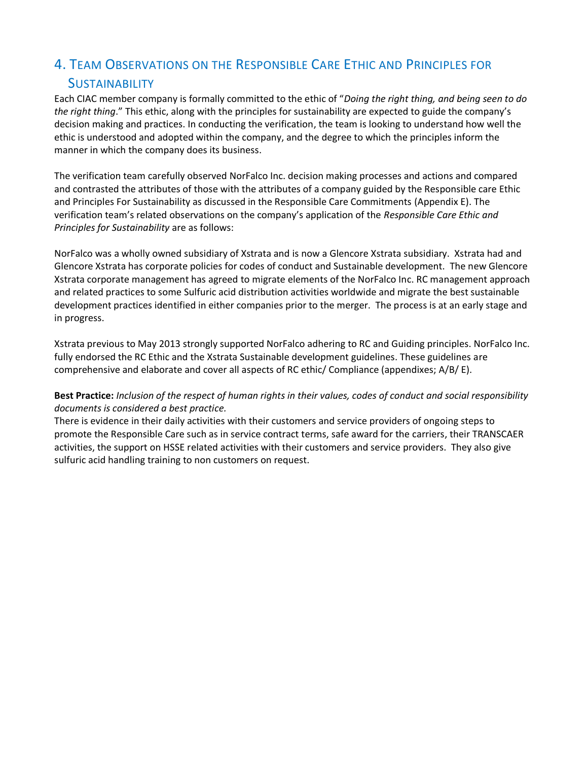## 4. Team Observations on the Responsible Care Ethic and Principles for Sustainability

Each CIAC member company is formally committed to the ethic of "*Doing the right thing, and being seen to do the right thing*." This ethic, along with the principles for sustainability are expected to guide the company's decision making and practices. In conducting the verification, the team is looking to understand how well the ethic is understood and adopted within the company, and the degree to which the principles inform the manner in which the company does its business.

The verification team carefully observed NorFalco Inc. decision making processes and actions and compared and contrasted the attributes of those with the attributes of a company guided by the Responsible care Ethic and Principles For Sustainability as discussed in the Responsible Care Commitments (Appendix E). The verification team's related observations on the company's application of the *Responsible Care Ethic and Principles for Sustainability* are as follows:

NorFalco was a wholly owned subsidiary of Xstrata and is now a Glencore Xstrata subsidiary. Xstrata had and Glencore Xstrata has corporate policies for codes of conduct and Sustainable development. The new Glencore Xstrata corporate management has agreed to migrate elements of the NorFalco Inc. RC management approach and related practices to some Sulfuric acid distribution activities worldwide and migrate the best sustainable development practices identified in either companies prior to the merger. The process is at an early stage and in progress.

Xstrata previous to May 2013 strongly supported NorFalco adhering to RC and Guiding principles. NorFalco Inc. fully endorsed the RC Ethic and the Xstrata Sustainable development guidelines. These guidelines are comprehensive and elaborate and cover all aspects of RC ethic/ Compliance (appendixes; A/B/ E).

**Best Practice:** *Inclusion of the respect of human rights in their values, codes of conduct and social responsibility documents is considered a best practice.*
There is evidence in their daily activities with their customers and service providers of ongoing steps to promote the Responsible Care such as in service contract terms, safe award for the carriers, their TRANSCAER activities, the support on HSSE related activities with their customers and service providers. They also give sulfuric acid handling training to non customers on request.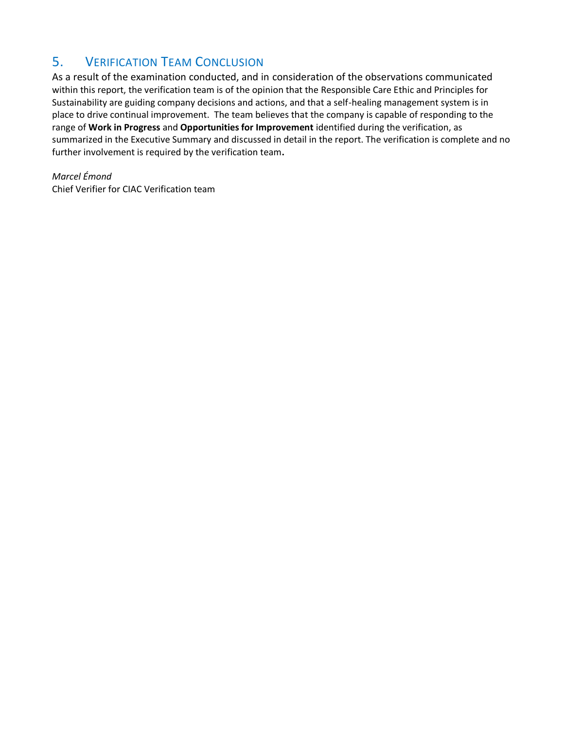## 5. VERIFICATION TEAM CONCLUSION

As a result of the examination conducted, and in consideration of the observations communicated within this report, the verification team is of the opinion that the Responsible Care Ethic and Principles for Sustainability are guiding company decisions and actions, and that a self-healing management system is in place to drive continual improvement. The team believes that the company is capable of responding to the range of **Work in Progress** and **Opportunities for Improvement** identified during the verification, as summarized in the Executive Summary and discussed in detail in the report. The verification is complete and no further involvement is required by the verification team**.**

*Marcel Émond*
Chief Verifier for CIAC Verification team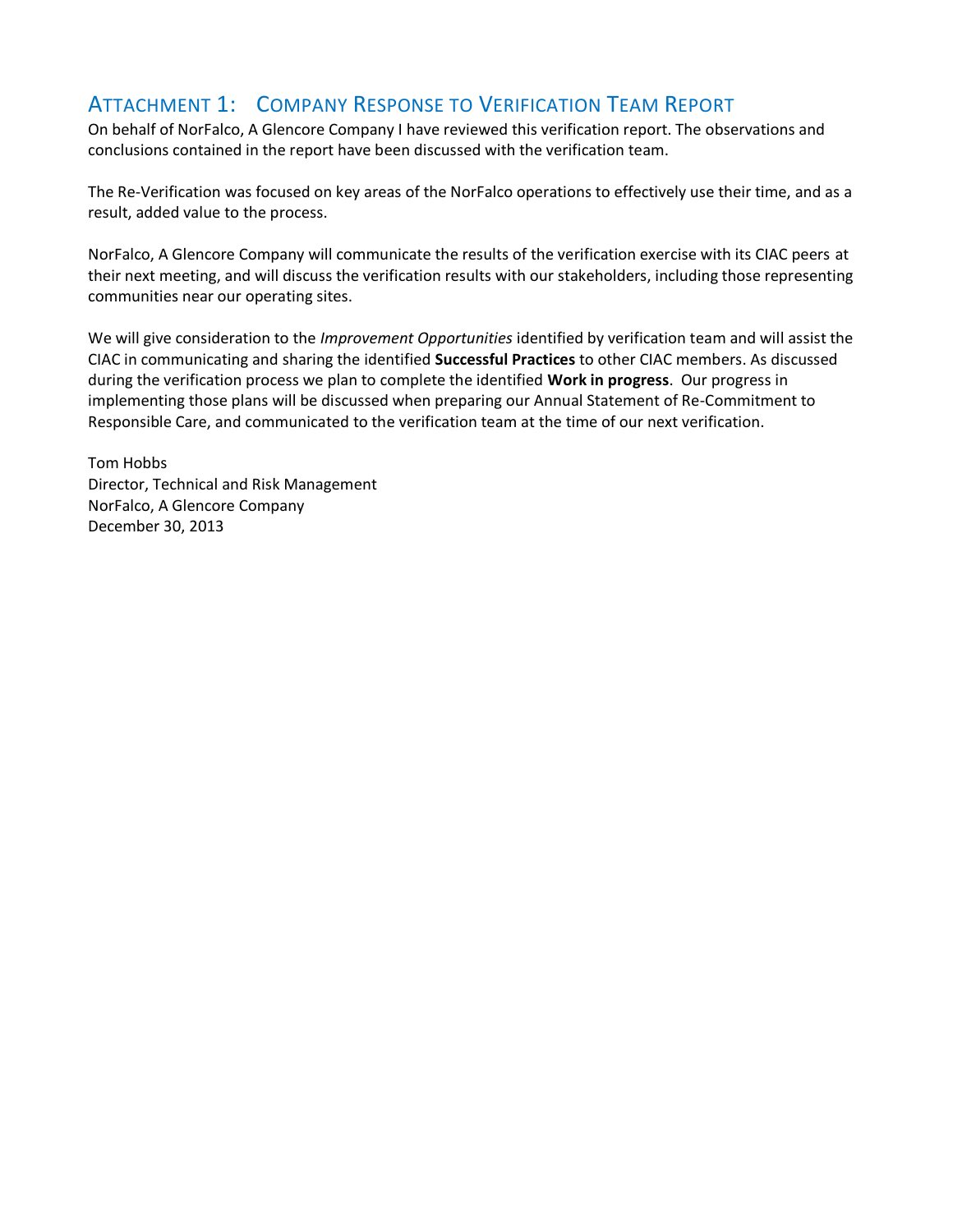## Attachment 1: Company Response to Verification Team Report

On behalf of NorFalco, A Glencore Company I have reviewed this verification report. The observations and conclusions contained in the report have been discussed with the verification team.

The Re-Verification was focused on key areas of the NorFalco operations to effectively use their time, and as a result, added value to the process.

NorFalco, A Glencore Company will communicate the results of the verification exercise with its CIAC peers at their next meeting, and will discuss the verification results with our stakeholders, including those representing communities near our operating sites.

We will give consideration to the *Improvement Opportunities* identified by verification team and will assist the CIAC in communicating and sharing the identified **Successful Practices** to other CIAC members. As discussed during the verification process we plan to complete the identified **Work in progress**. Our progress in implementing those plans will be discussed when preparing our Annual Statement of Re-Commitment to Responsible Care, and communicated to the verification team at the time of our next verification.

Tom Hobbs
Director, Technical and Risk Management
NorFalco, A Glencore Company
December 30, 2013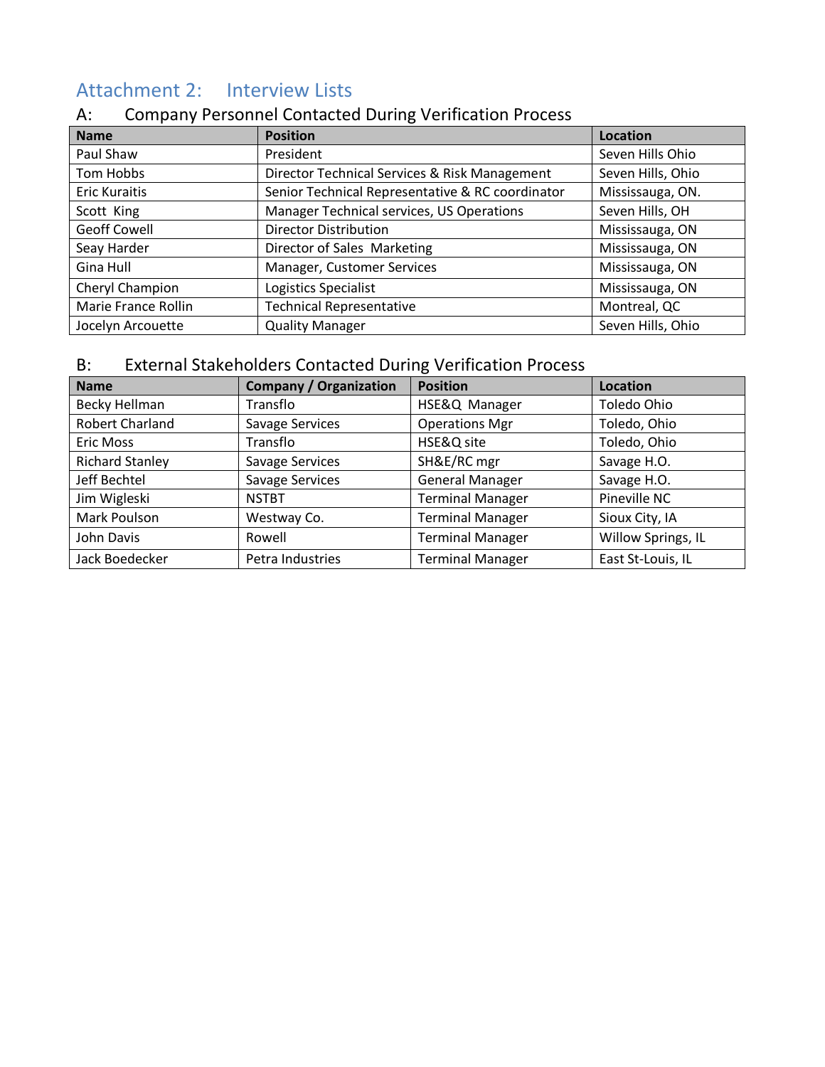## Attachment 2: Interview Lists

### A: Company Personnel Contacted During Verification Process

| Name | Position | Location |
|---|---|---|
| Paul Shaw | President | Seven Hills Ohio |
| Tom Hobbs | Director Technical Services & Risk Management | Seven Hills, Ohio |
| Eric Kuraitis | Senior Technical Representative & RC coordinator | Mississauga, ON. |
| Scott King | Manager Technical services, US Operations | Seven Hills, OH |
| Geoff Cowell | Director Distribution | Mississauga, ON |
| Seay Harder | Director of Sales Marketing | Mississauga, ON |
| Gina Hull | Manager, Customer Services | Mississauga, ON |
| Cheryl Champion | Logistics Specialist | Mississauga, ON |
| Marie France Rollin | Technical Representative | Montreal, QC |
| Jocelyn Arcouette | Quality Manager | Seven Hills, Ohio |

### B: External Stakeholders Contacted During Verification Process

| Name | Company / Organization | Position | Location |
|---|---|---|---|
| Becky Hellman | Transflo | HSE&Q Manager | Toledo Ohio |
| Robert Charland | Savage Services | Operations Mgr | Toledo, Ohio |
| Eric Moss | Transflo | HSE&Q site | Toledo, Ohio |
| Richard Stanley | Savage Services | SH&E/RC mgr | Savage H.O. |
| Jeff Bechtel | Savage Services | General Manager | Savage H.O. |
| Jim Wigleski | NSTBT | Terminal Manager | Pineville NC |
| Mark Poulson | Westway Co. | Terminal Manager | Sioux City, IA |
| John Davis | Rowell | Terminal Manager | Willow Springs, IL |
| Jack Boedecker | Petra Industries | Terminal Manager | East St-Louis, IL |